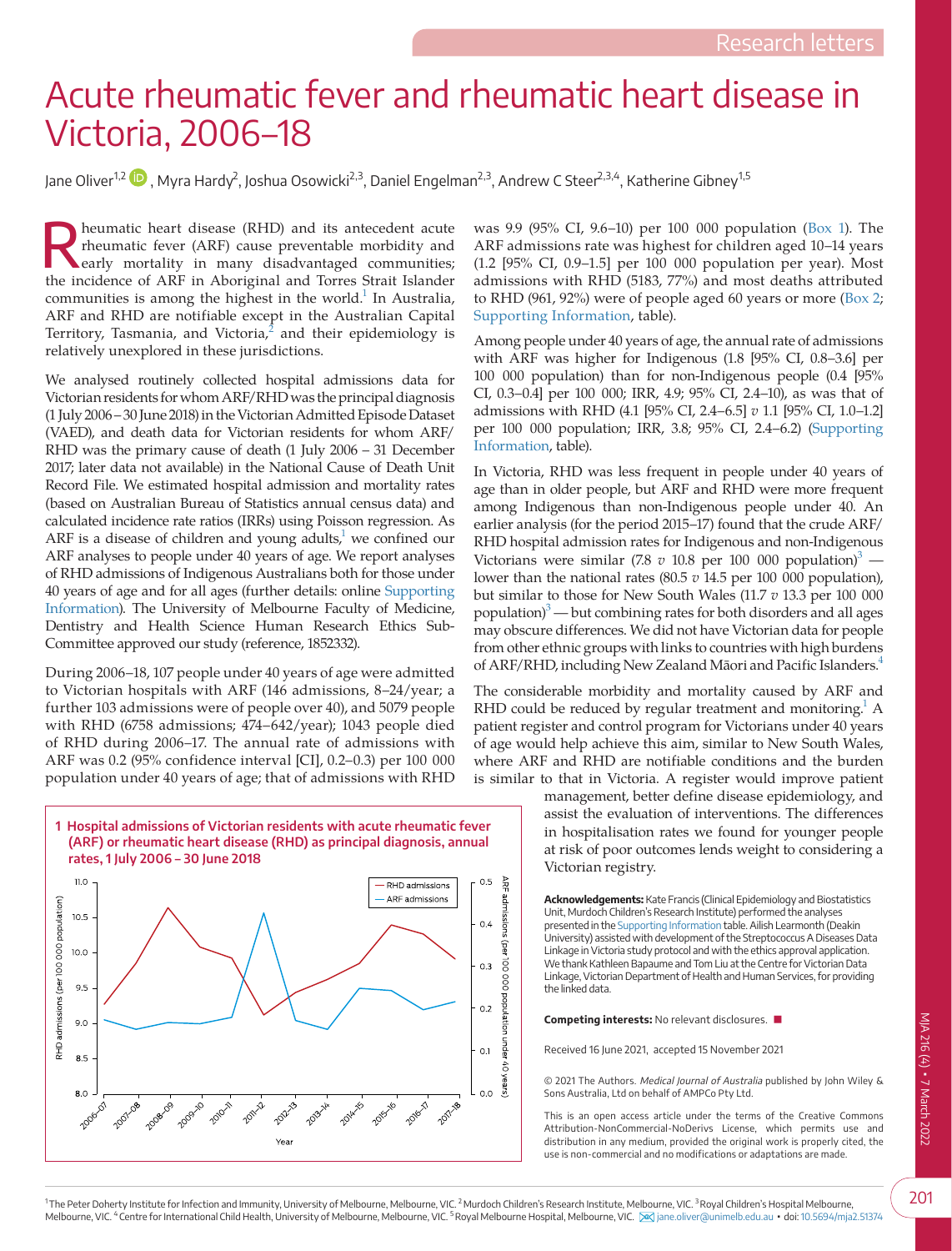# Acute rheumatic fever and rheumatic heart disease in Victoria, 2006–18

Jane Oliver[1,2], Myra Hardy[2], Joshua Osowicki[2,3], Daniel Engelman[2,3], Andrew C Steer[2,3,4], Katherine Gibney[1,5]

Rheumatic heart disease (RHD) and its antecedent acute rheumatic fever (ARF) cause preventable morbidity and early mortality in many disadvantaged communities; the incidence of ARF in Aboriginal and Torres Strait Islander communities is among the highest in the world.[1] In Australia, ARF and RHD are notifiable except in the Australian Capital Territory, Tasmania, and Victoria,[2] and their epidemiology is relatively unexplored in these jurisdictions.

We analysed routinely collected hospital admissions data for Victorian residents for whom ARF/RHD was the principal diagnosis (1 July 2006 – 30 June 2018) in the Victorian Admitted Episode Dataset (VAED), and death data for Victorian residents for whom ARF/RHD was the primary cause of death (1 July 2006 – 31 December 2017; later data not available) in the National Cause of Death Unit Record File. We estimated hospital admission and mortality rates (based on Australian Bureau of Statistics annual census data) and calculated incidence rate ratios (IRRs) using Poisson regression. As ARF is a disease of children and young adults,[1] we confined our ARF analyses to people under 40 years of age. We report analyses of RHD admissions of Indigenous Australians both for those under 40 years of age and for all ages (further details: online Supporting Information). The University of Melbourne Faculty of Medicine, Dentistry and Health Science Human Research Ethics Sub-Committee approved our study (reference, 1852332).

During 2006–18, 107 people under 40 years of age were admitted to Victorian hospitals with ARF (146 admissions, 8–24/year; a further 103 admissions were of people over 40), and 5079 people with RHD (6758 admissions; 474–642/year); 1043 people died of RHD during 2006–17. The annual rate of admissions with ARF was 0.2 (95% confidence interval [CI], 0.2–0.3) per 100 000 population under 40 years of age; that of admissions with RHD was 9.9 (95% CI, 9.6–10) per 100 000 population (Box 1). The ARF admissions rate was highest for children aged 10–14 years (1.2 [95% CI, 0.9–1.5] per 100 000 population per year). Most admissions with RHD (5183, 77%) and most deaths attributed to RHD (961, 92%) were of people aged 60 years or more (Box 2; Supporting Information, table).

Among people under 40 years of age, the annual rate of admissions with ARF was higher for Indigenous (1.8 [95% CI, 0.8–3.6] per 100 000 population) than for non-Indigenous people (0.4 [95% CI, 0.3–0.4] per 100 000; IRR, 4.9; 95% CI, 2.4–10), as was that of admissions with RHD (4.1 [95% CI, 2.4–6.5] *v* 1.1 [95% CI, 1.0–1.2] per 100 000 population; IRR, 3.8; 95% CI, 2.4–6.2) (Supporting Information, table).

In Victoria, RHD was less frequent in people under 40 years of age than in older people, but ARF and RHD were more frequent among Indigenous than non-Indigenous people under 40. An earlier analysis (for the period 2015–17) found that the crude ARF/RHD hospital admission rates for Indigenous and non-Indigenous Victorians were similar (7.8 *v* 10.8 per 100 000 population)[3] — lower than the national rates (80.5 *v* 14.5 per 100 000 population), but similar to those for New South Wales (11.7 *v* 13.3 per 100 000 population)[3] — but combining rates for both disorders and all ages may obscure differences. We did not have Victorian data for people from other ethnic groups with links to countries with high burdens of ARF/RHD, including New Zealand Māori and Pacific Islanders.[4]

The considerable morbidity and mortality caused by ARF and RHD could be reduced by regular treatment and monitoring.[1] A patient register and control program for Victorians under 40 years of age would help achieve this aim, similar to New South Wales, where ARF and RHD are notifiable conditions and the burden is similar to that in Victoria. A register would improve patient management, better define disease epidemiology, and assist the evaluation of interventions. The differences in hospitalisation rates we found for younger people at risk of poor outcomes lends weight to considering a Victorian registry.

**1 Hospital admissions of Victorian residents with acute rheumatic fever (ARF) or rheumatic heart disease (RHD) as principal diagnosis, annual rates, 1 July 2006 – 30 June 2018**

**Acknowledgements:** Kate Francis (Clinical Epidemiology and Biostatistics Unit, Murdoch Children's Research Institute) performed the analyses presented in the Supporting Information table. Ailish Learmonth (Deakin University) assisted with development of the Streptococcus A Diseases Data Linkage in Victoria study protocol and with the ethics approval application. We thank Kathleen Bapaume and Tom Liu at the Centre for Victorian Data Linkage, Victorian Department of Health and Human Services, for providing the linked data.

**Competing interests:** No relevant disclosures.

Received 16 June 2021, accepted 15 November 2021

© 2021 The Authors. *Medical Journal of Australia* published by John Wiley & Sons Australia, Ltd on behalf of AMPCo Pty Ltd.

This is an open access article under the terms of the Creative Commons Attribution-NonCommercial-NoDerivs License, which permits use and distribution in any medium, provided the original work is properly cited, the use is non-commercial and no modifications or adaptations are made.

[1] The Peter Doherty Institute for Infection and Immunity, University of Melbourne, Melbourne, VIC. [2] Murdoch Children's Research Institute, Melbourne, VIC. [3] Royal Children's Hospital Melbourne, Melbourne, VIC. [4] Centre for International Child Health, University of Melbourne, Melbourne, VIC. [5] Royal Melbourne Hospital, Melbourne, VIC. jane.oliver@unimelb.edu.au • doi: 10.5694/mja2.51374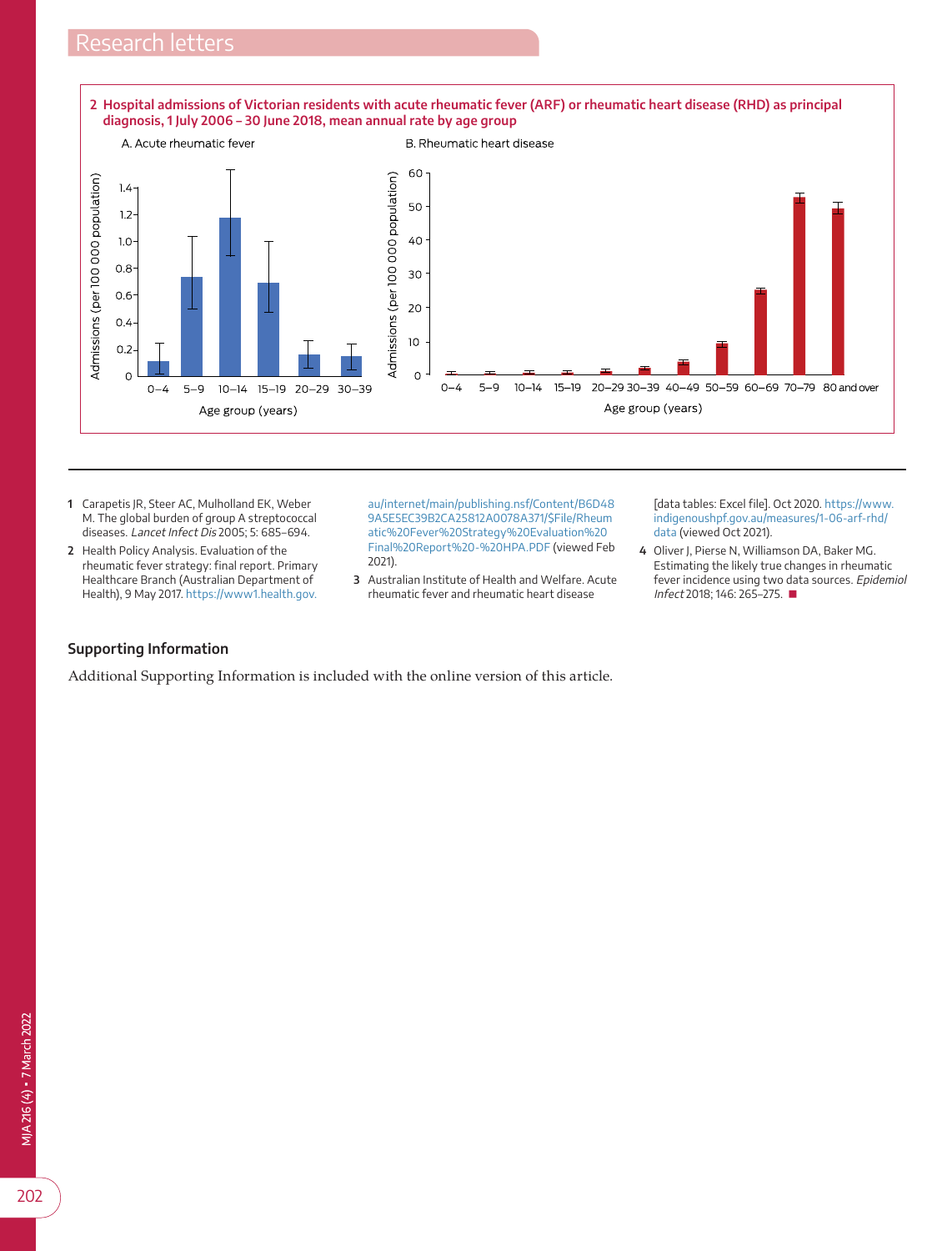**2 Hospital admissions of Victorian residents with acute rheumatic fever (ARF) or rheumatic heart disease (RHD) as principal diagnosis, 1 July 2006 – 30 June 2018, mean annual rate by age group**

A. Acute rheumatic fever

Admissions (per 100 000 population)

0, 0.2, 0.4, 0.6, 0.8, 1.0, 1.2, 1.4

0–4, 5–9, 10–14, 15–19, 20–29, 30–39

Age group (years)

B. Rheumatic heart disease

Admissions (per 100 000 population)

0, 10, 20, 30, 40, 50, 60

0–4, 5–9, 10–14, 15–19, 20–29, 30–39, 40–49, 50–59, 60–69, 70–79, 80 and over

Age group (years)

---

1 Carapetis JR, Steer AC, Mulholland EK, Weber M. The global burden of group A streptococcal diseases. *Lancet Infect Dis* 2005; 5: 685–694.

2 Health Policy Analysis. Evaluation of the rheumatic fever strategy: final report. Primary Healthcare Branch (Australian Department of Health), 9 May 2017. https://www1.health.gov.au/internet/main/publishing.nsf/Content/B6D489A5E5EC39B2CA25812A0078A371/$File/Rheumatic%20Fever%20Strategy%20Evaluation%20Final%20Report%20-%20HPA.PDF (viewed Feb 2021).

3 Australian Institute of Health and Welfare. Acute rheumatic fever and rheumatic heart disease [data tables: Excel file]. Oct 2020. https://www.indigenoushpf.gov.au/measures/1-06-arf-rhd/data (viewed Oct 2021).

4 Oliver J, Pierse N, Williamson DA, Baker MG. Estimating the likely true changes in rheumatic fever incidence using two data sources. *Epidemiol Infect* 2018; 146: 265–275. ■

## Supporting Information

Additional Supporting Information is included with the online version of this article.